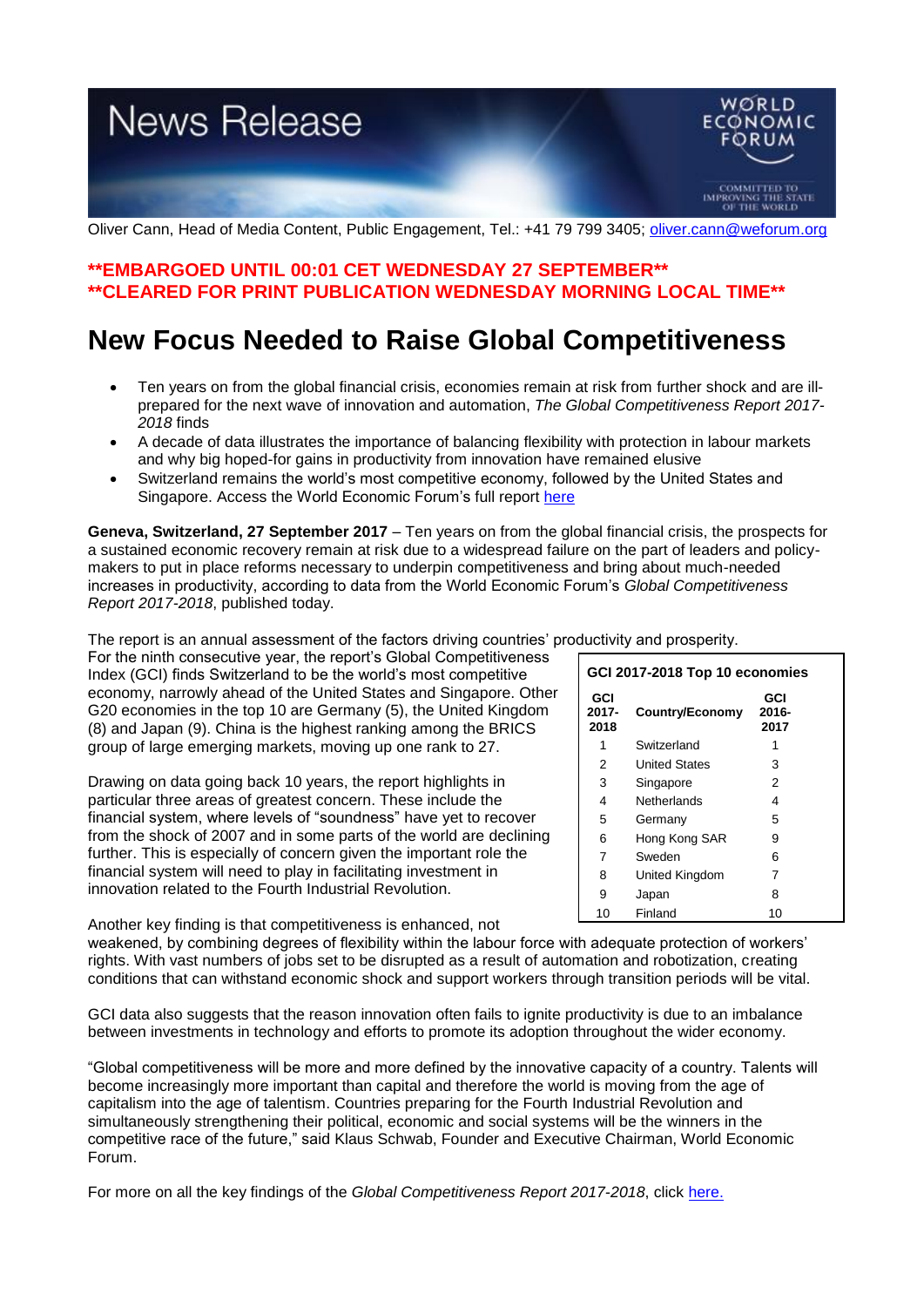# News Release

WORLD ECONOMIC FORUM

COMMITTED TO IMPROVING THE STATE OF THE WORLD

Oliver Cann, Head of Media Content, Public Engagement, Tel.: +41 79 799 3405; oliver.cann@weforum.org

**\*\*EMBARGOED UNTIL 00:01 CET WEDNESDAY 27 SEPTEMBER\*\***
**\*\*CLEARED FOR PRINT PUBLICATION WEDNESDAY MORNING LOCAL TIME\*\***

# New Focus Needed to Raise Global Competitiveness

- Ten years on from the global financial crisis, economies remain at risk from further shock and are ill-prepared for the next wave of innovation and automation, *The Global Competitiveness Report 2017-2018* finds
- A decade of data illustrates the importance of balancing flexibility with protection in labour markets and why big hoped-for gains in productivity from innovation have remained elusive
- Switzerland remains the world's most competitive economy, followed by the United States and Singapore. Access the World Economic Forum's full report here

**Geneva, Switzerland, 27 September 2017** – Ten years on from the global financial crisis, the prospects for a sustained economic recovery remain at risk due to a widespread failure on the part of leaders and policy-makers to put in place reforms necessary to underpin competitiveness and bring about much-needed increases in productivity, according to data from the World Economic Forum's *Global Competitiveness Report 2017-2018*, published today.

The report is an annual assessment of the factors driving countries' productivity and prosperity. For the ninth consecutive year, the report's Global Competitiveness Index (GCI) finds Switzerland to be the world's most competitive economy, narrowly ahead of the United States and Singapore. Other G20 economies in the top 10 are Germany (5), the United Kingdom (8) and Japan (9). China is the highest ranking among the BRICS group of large emerging markets, moving up one rank to 27.

**GCI 2017-2018 Top 10 economies**

| GCI 2017-2018 | Country/Economy | GCI 2016-2017 |
|---|---|---|
| 1 | Switzerland | 1 |
| 2 | United States | 3 |
| 3 | Singapore | 2 |
| 4 | Netherlands | 4 |
| 5 | Germany | 5 |
| 6 | Hong Kong SAR | 9 |
| 7 | Sweden | 6 |
| 8 | United Kingdom | 7 |
| 9 | Japan | 8 |
| 10 | Finland | 10 |

Drawing on data going back 10 years, the report highlights in particular three areas of greatest concern. These include the financial system, where levels of "soundness" have yet to recover from the shock of 2007 and in some parts of the world are declining further. This is especially of concern given the important role the financial system will need to play in facilitating investment in innovation related to the Fourth Industrial Revolution.

Another key finding is that competitiveness is enhanced, not weakened, by combining degrees of flexibility within the labour force with adequate protection of workers' rights. With vast numbers of jobs set to be disrupted as a result of automation and robotization, creating conditions that can withstand economic shock and support workers through transition periods will be vital.

GCI data also suggests that the reason innovation often fails to ignite productivity is due to an imbalance between investments in technology and efforts to promote its adoption throughout the wider economy.

"Global competitiveness will be more and more defined by the innovative capacity of a country. Talents will become increasingly more important than capital and therefore the world is moving from the age of capitalism into the age of talentism. Countries preparing for the Fourth Industrial Revolution and simultaneously strengthening their political, economic and social systems will be the winners in the competitive race of the future," said Klaus Schwab, Founder and Executive Chairman, World Economic Forum.

For more on all the key findings of the *Global Competitiveness Report 2017-2018*, click here.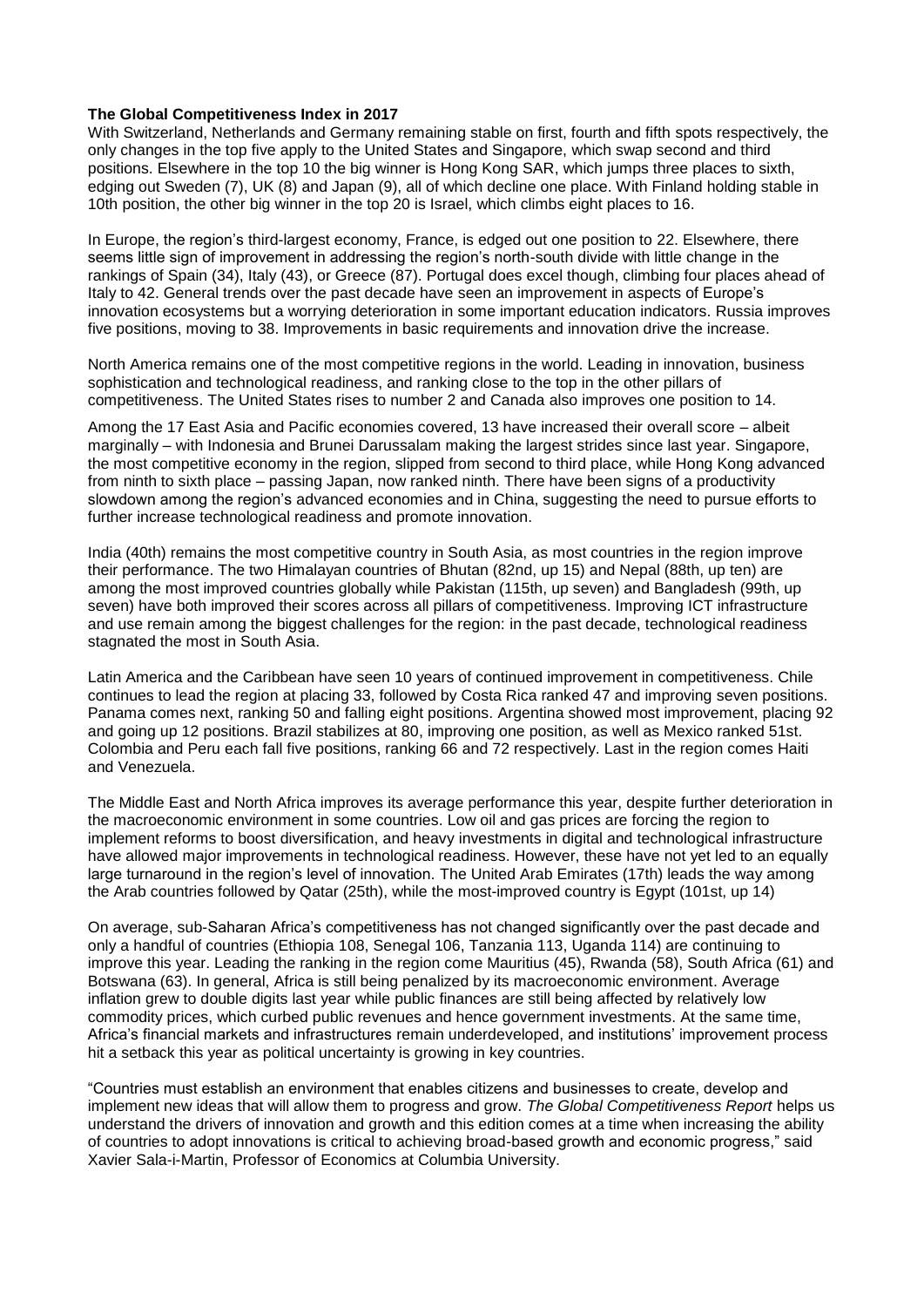**The Global Competitiveness Index in 2017**

With Switzerland, Netherlands and Germany remaining stable on first, fourth and fifth spots respectively, the only changes in the top five apply to the United States and Singapore, which swap second and third positions. Elsewhere in the top 10 the big winner is Hong Kong SAR, which jumps three places to sixth, edging out Sweden (7), UK (8) and Japan (9), all of which decline one place. With Finland holding stable in 10th position, the other big winner in the top 20 is Israel, which climbs eight places to 16.

In Europe, the region's third-largest economy, France, is edged out one position to 22. Elsewhere, there seems little sign of improvement in addressing the region's north-south divide with little change in the rankings of Spain (34), Italy (43), or Greece (87). Portugal does excel though, climbing four places ahead of Italy to 42. General trends over the past decade have seen an improvement in aspects of Europe's innovation ecosystems but a worrying deterioration in some important education indicators. Russia improves five positions, moving to 38. Improvements in basic requirements and innovation drive the increase.

North America remains one of the most competitive regions in the world. Leading in innovation, business sophistication and technological readiness, and ranking close to the top in the other pillars of competitiveness. The United States rises to number 2 and Canada also improves one position to 14.

Among the 17 East Asia and Pacific economies covered, 13 have increased their overall score – albeit marginally – with Indonesia and Brunei Darussalam making the largest strides since last year. Singapore, the most competitive economy in the region, slipped from second to third place, while Hong Kong advanced from ninth to sixth place – passing Japan, now ranked ninth. There have been signs of a productivity slowdown among the region's advanced economies and in China, suggesting the need to pursue efforts to further increase technological readiness and promote innovation.

India (40th) remains the most competitive country in South Asia, as most countries in the region improve their performance. The two Himalayan countries of Bhutan (82nd, up 15) and Nepal (88th, up ten) are among the most improved countries globally while Pakistan (115th, up seven) and Bangladesh (99th, up seven) have both improved their scores across all pillars of competitiveness. Improving ICT infrastructure and use remain among the biggest challenges for the region: in the past decade, technological readiness stagnated the most in South Asia.

Latin America and the Caribbean have seen 10 years of continued improvement in competitiveness. Chile continues to lead the region at placing 33, followed by Costa Rica ranked 47 and improving seven positions. Panama comes next, ranking 50 and falling eight positions. Argentina showed most improvement, placing 92 and going up 12 positions. Brazil stabilizes at 80, improving one position, as well as Mexico ranked 51st. Colombia and Peru each fall five positions, ranking 66 and 72 respectively. Last in the region comes Haiti and Venezuela.

The Middle East and North Africa improves its average performance this year, despite further deterioration in the macroeconomic environment in some countries. Low oil and gas prices are forcing the region to implement reforms to boost diversification, and heavy investments in digital and technological infrastructure have allowed major improvements in technological readiness. However, these have not yet led to an equally large turnaround in the region's level of innovation. The United Arab Emirates (17th) leads the way among the Arab countries followed by Qatar (25th), while the most-improved country is Egypt (101st, up 14)

On average, sub-Saharan Africa's competitiveness has not changed significantly over the past decade and only a handful of countries (Ethiopia 108, Senegal 106, Tanzania 113, Uganda 114) are continuing to improve this year. Leading the ranking in the region come Mauritius (45), Rwanda (58), South Africa (61) and Botswana (63). In general, Africa is still being penalized by its macroeconomic environment. Average inflation grew to double digits last year while public finances are still being affected by relatively low commodity prices, which curbed public revenues and hence government investments. At the same time, Africa's financial markets and infrastructures remain underdeveloped, and institutions' improvement process hit a setback this year as political uncertainty is growing in key countries.

"Countries must establish an environment that enables citizens and businesses to create, develop and implement new ideas that will allow them to progress and grow. *The Global Competitiveness Report* helps us understand the drivers of innovation and growth and this edition comes at a time when increasing the ability of countries to adopt innovations is critical to achieving broad-based growth and economic progress," said Xavier Sala-i-Martin, Professor of Economics at Columbia University.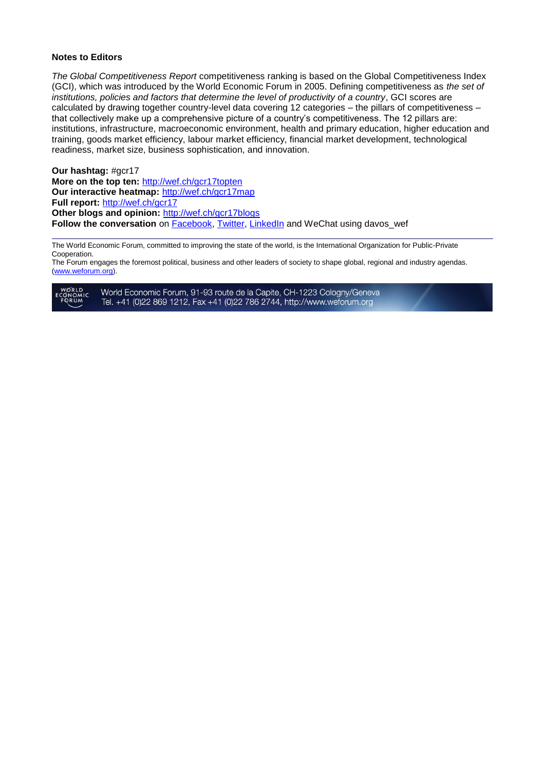**Notes to Editors**

*The Global Competitiveness Report* competitiveness ranking is based on the Global Competitiveness Index (GCI), which was introduced by the World Economic Forum in 2005. Defining competitiveness as *the set of institutions, policies and factors that determine the level of productivity of a country*, GCI scores are calculated by drawing together country-level data covering 12 categories – the pillars of competitiveness – that collectively make up a comprehensive picture of a country's competitiveness. The 12 pillars are: institutions, infrastructure, macroeconomic environment, health and primary education, higher education and training, goods market efficiency, labour market efficiency, financial market development, technological readiness, market size, business sophistication, and innovation.

**Our hashtag:** #gcr17
**More on the top ten:** http://wef.ch/gcr17topten
**Our interactive heatmap:** http://wef.ch/gcr17map
**Full report:** http://wef.ch/gcr17
**Other blogs and opinion:** http://wef.ch/gcr17blogs
**Follow the conversation** on Facebook, Twitter, LinkedIn and WeChat using davos_wef

---

The World Economic Forum, committed to improving the state of the world, is the International Organization for Public-Private Cooperation.
The Forum engages the foremost political, business and other leaders of society to shape global, regional and industry agendas. (www.weforum.org).

World Economic Forum, 91-93 route de la Capite, CH-1223 Cologny/Geneva
Tel. +41 (0)22 869 1212, Fax +41 (0)22 786 2744, http://www.weforum.org